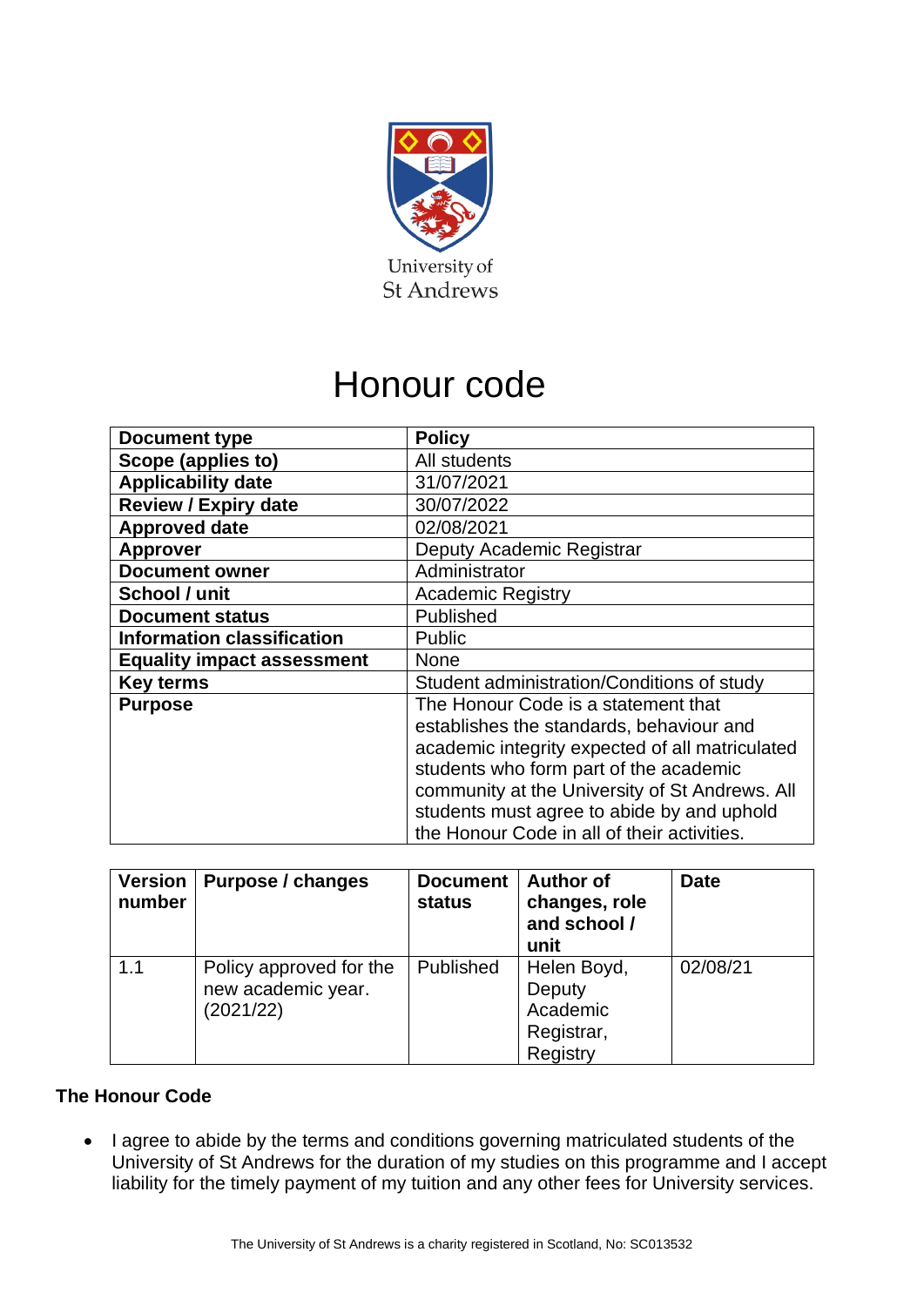University of
St Andrews

# Honour code

| | |
|---|---|
| **Document type** | **Policy** |
| **Scope (applies to)** | All students |
| **Applicability date** | 31/07/2021 |
| **Review / Expiry date** | 30/07/2022 |
| **Approved date** | 02/08/2021 |
| **Approver** | Deputy Academic Registrar |
| **Document owner** | Administrator |
| **School / unit** | Academic Registry |
| **Document status** | Published |
| **Information classification** | Public |
| **Equality impact assessment** | None |
| **Key terms** | Student administration/Conditions of study |
| **Purpose** | The Honour Code is a statement that establishes the standards, behaviour and academic integrity expected of all matriculated students who form part of the academic community at the University of St Andrews. All students must agree to abide by and uphold the Honour Code in all of their activities. |

| Version number | Purpose / changes | Document status | Author of changes, role and school / unit | Date |
|---|---|---|---|---|
| 1.1 | Policy approved for the new academic year. (2021/22) | Published | Helen Boyd, Deputy Academic Registrar, Registry | 02/08/21 |

## The Honour Code

- I agree to abide by the terms and conditions governing matriculated students of the University of St Andrews for the duration of my studies on this programme and I accept liability for the timely payment of my tuition and any other fees for University services.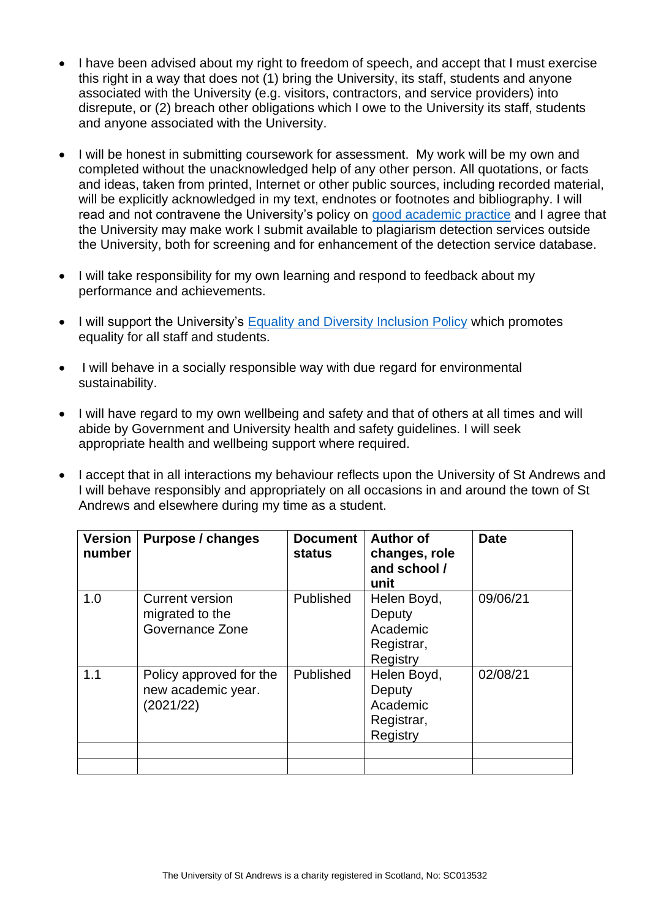- I have been advised about my right to freedom of speech, and accept that I must exercise this right in a way that does not (1) bring the University, its staff, students and anyone associated with the University (e.g. visitors, contractors, and service providers) into disrepute, or (2) breach other obligations which I owe to the University its staff, students and anyone associated with the University.

- I will be honest in submitting coursework for assessment. My work will be my own and completed without the unacknowledged help of any other person. All quotations, or facts and ideas, taken from printed, Internet or other public sources, including recorded material, will be explicitly acknowledged in my text, endnotes or footnotes and bibliography. I will read and not contravene the University's policy on good academic practice and I agree that the University may make work I submit available to plagiarism detection services outside the University, both for screening and for enhancement of the detection service database.

- I will take responsibility for my own learning and respond to feedback about my performance and achievements.

- I will support the University's Equality and Diversity Inclusion Policy which promotes equality for all staff and students.

- I will behave in a socially responsible way with due regard for environmental sustainability.

- I will have regard to my own wellbeing and safety and that of others at all times and will abide by Government and University health and safety guidelines. I will seek appropriate health and wellbeing support where required.

- I accept that in all interactions my behaviour reflects upon the University of St Andrews and I will behave responsibly and appropriately on all occasions in and around the town of St Andrews and elsewhere during my time as a student.

| Version number | Purpose / changes | Document status | Author of changes, role and school / unit | Date |
|---|---|---|---|---|
| 1.0 | Current version migrated to the Governance Zone | Published | Helen Boyd, Deputy Academic Registrar, Registry | 09/06/21 |
| 1.1 | Policy approved for the new academic year. (2021/22) | Published | Helen Boyd, Deputy Academic Registrar, Registry | 02/08/21 |
| | | | | |
| | | | | |

The University of St Andrews is a charity registered in Scotland, No: SC013532